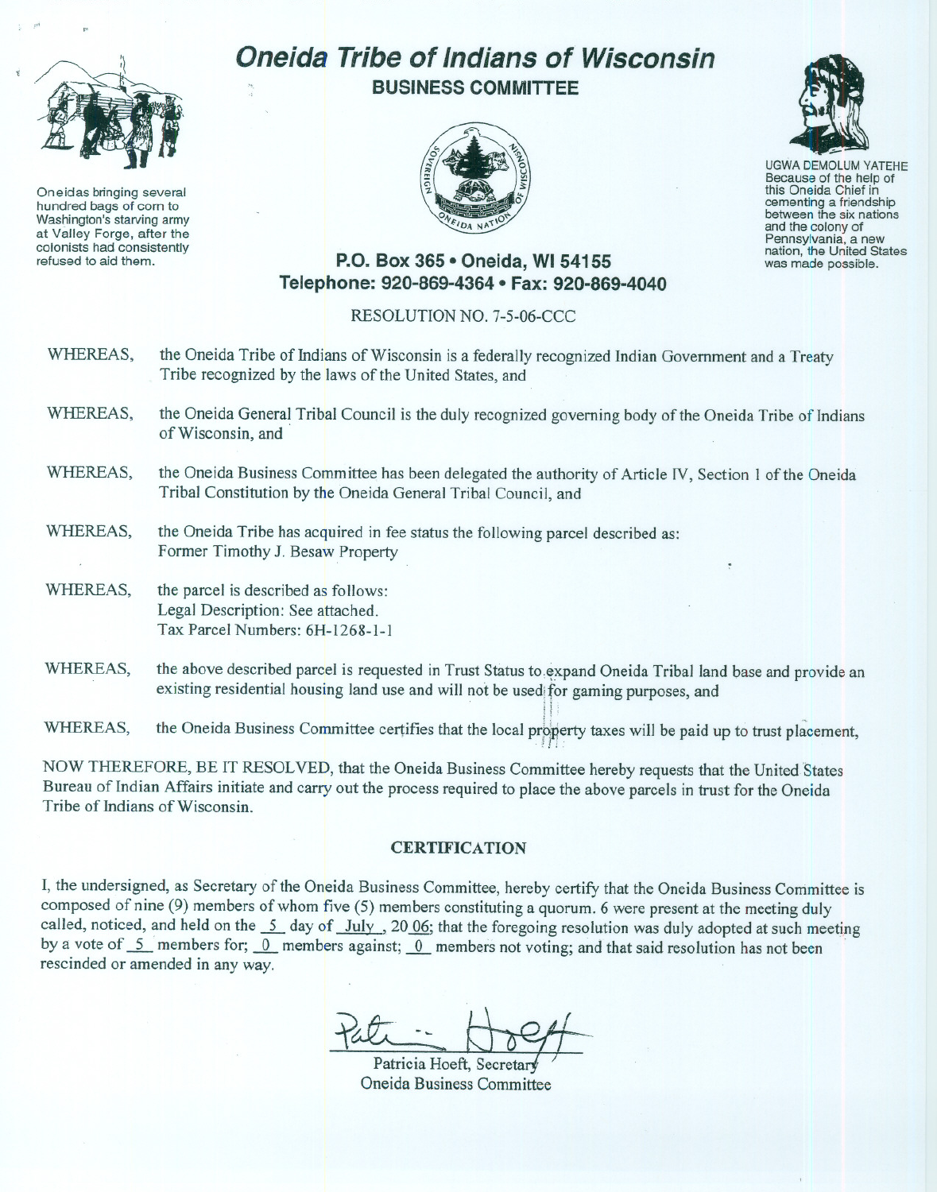# Oneida Tribe of Indians of Wisconsin

## BUSINESS COMMITTEE

Oneidas bringing several hundred bags of corn to Washington's starving army at Valley Forge, after the colonists had consistently refused to aid them.

UGWA DEMOLUM YATEHE
Because of the help of this Oneida Chief in cementing a friendship between the six nations and the colony of Pennsylvania, a new nation, the United States was made possible.

**P.O. Box 365 • Oneida, WI 54155**
**Telephone: 920-869-4364 • Fax: 920-869-4040**

RESOLUTION NO. 7-5-06-CCC

WHEREAS, the Oneida Tribe of Indians of Wisconsin is a federally recognized Indian Government and a Treaty Tribe recognized by the laws of the United States, and

WHEREAS, the Oneida General Tribal Council is the duly recognized governing body of the Oneida Tribe of Indians of Wisconsin, and

WHEREAS, the Oneida Business Committee has been delegated the authority of Article IV, Section 1 of the Oneida Tribal Constitution by the Oneida General Tribal Council, and

WHEREAS, the Oneida Tribe has acquired in fee status the following parcel described as:
Former Timothy J. Besaw Property

WHEREAS, the parcel is described as follows:
Legal Description: See attached.
Tax Parcel Numbers: 6H-1268-1-1

WHEREAS, the above described parcel is requested in Trust Status to expand Oneida Tribal land base and provide an existing residential housing land use and will not be used for gaming purposes, and

WHEREAS, the Oneida Business Committee certifies that the local property taxes will be paid up to trust placement,

NOW THEREFORE, BE IT RESOLVED, that the Oneida Business Committee hereby requests that the United States Bureau of Indian Affairs initiate and carry out the process required to place the above parcels in trust for the Oneida Tribe of Indians of Wisconsin.

## CERTIFICATION

I, the undersigned, as Secretary of the Oneida Business Committee, hereby certify that the Oneida Business Committee is composed of nine (9) members of whom five (5) members constituting a quorum. 6 were present at the meeting duly called, noticed, and held on the 5 day of July, 2006; that the foregoing resolution was duly adopted at such meeting by a vote of 5 members for; 0 members against; 0 members not voting; and that said resolution has not been rescinded or amended in any way.

Patricia Hoeft, Secretary
Oneida Business Committee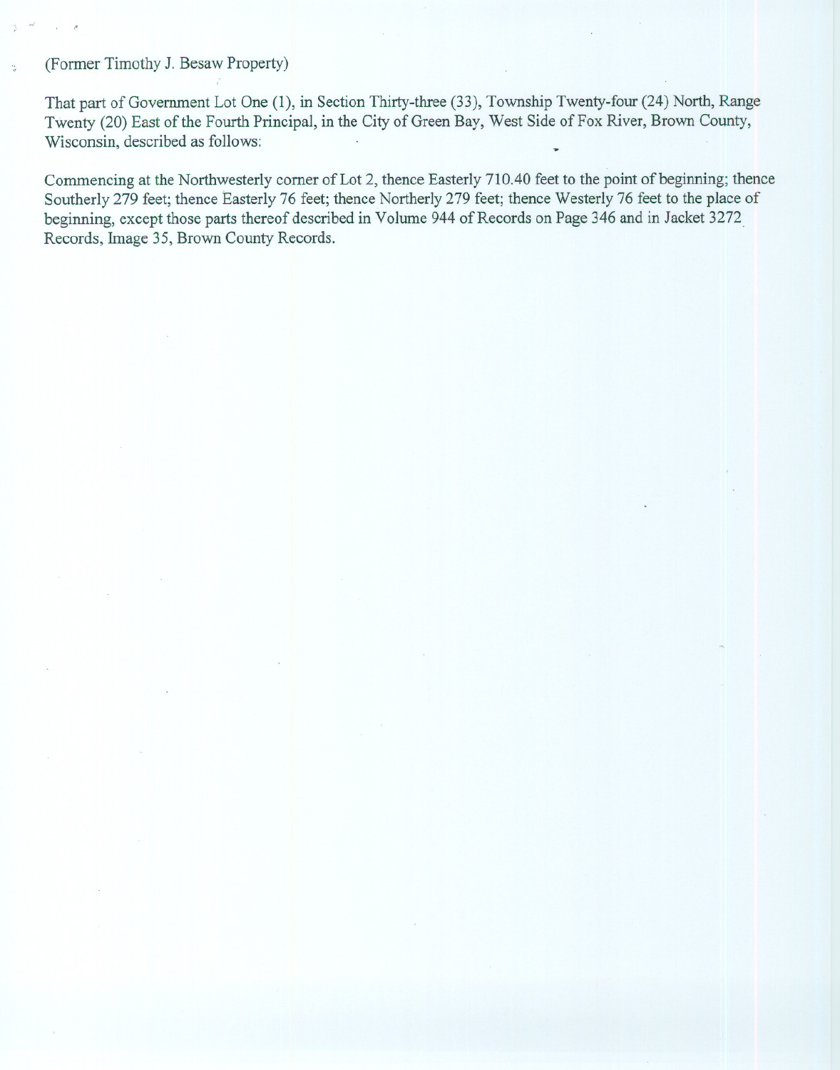(Former Timothy J. Besaw Property)

That part of Government Lot One (1), in Section Thirty-three (33), Township Twenty-four (24) North, Range Twenty (20) East of the Fourth Principal, in the City of Green Bay, West Side of Fox River, Brown County, Wisconsin, described as follows:

Commencing at the Northwesterly corner of Lot 2, thence Easterly 710.40 feet to the point of beginning; thence Southerly 279 feet; thence Easterly 76 feet; thence Northerly 279 feet; thence Westerly 76 feet to the place of beginning, except those parts thereof described in Volume 944 of Records on Page 346 and in Jacket 3272 Records, Image 35, Brown County Records.